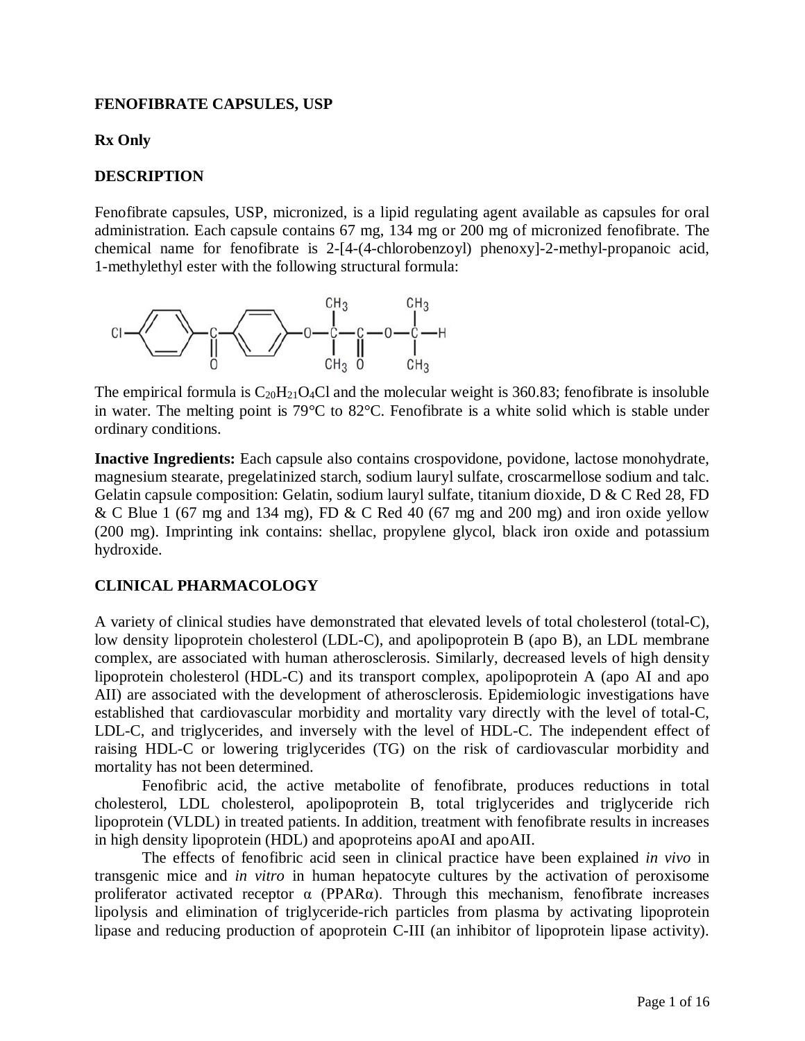**FENOFIBRATE CAPSULES, USP**

**Rx Only**

**DESCRIPTION**

Fenofibrate capsules, USP, micronized, is a lipid regulating agent available as capsules for oral administration. Each capsule contains 67 mg, 134 mg or 200 mg of micronized fenofibrate. The chemical name for fenofibrate is 2-[4-(4-chlorobenzoyl) phenoxy]-2-methyl-propanoic acid, 1-methylethyl ester with the following structural formula:

The empirical formula is $C_{20}H_{21}O_4Cl$ and the molecular weight is 360.83; fenofibrate is insoluble in water. The melting point is 79°C to 82°C. Fenofibrate is a white solid which is stable under ordinary conditions.

**Inactive Ingredients:** Each capsule also contains crospovidone, povidone, lactose monohydrate, magnesium stearate, pregelatinized starch, sodium lauryl sulfate, croscarmellose sodium and talc. Gelatin capsule composition: Gelatin, sodium lauryl sulfate, titanium dioxide, D & C Red 28, FD & C Blue 1 (67 mg and 134 mg), FD & C Red 40 (67 mg and 200 mg) and iron oxide yellow (200 mg). Imprinting ink contains: shellac, propylene glycol, black iron oxide and potassium hydroxide.

**CLINICAL PHARMACOLOGY**

A variety of clinical studies have demonstrated that elevated levels of total cholesterol (total-C), low density lipoprotein cholesterol (LDL-C), and apolipoprotein B (apo B), an LDL membrane complex, are associated with human atherosclerosis. Similarly, decreased levels of high density lipoprotein cholesterol (HDL-C) and its transport complex, apolipoprotein A (apo AI and apo AII) are associated with the development of atherosclerosis. Epidemiologic investigations have established that cardiovascular morbidity and mortality vary directly with the level of total-C, LDL-C, and triglycerides, and inversely with the level of HDL-C. The independent effect of raising HDL-C or lowering triglycerides (TG) on the risk of cardiovascular morbidity and mortality has not been determined.

Fenofibric acid, the active metabolite of fenofibrate, produces reductions in total cholesterol, LDL cholesterol, apolipoprotein B, total triglycerides and triglyceride rich lipoprotein (VLDL) in treated patients. In addition, treatment with fenofibrate results in increases in high density lipoprotein (HDL) and apoproteins apoAI and apoAII.

The effects of fenofibric acid seen in clinical practice have been explained *in vivo* in transgenic mice and *in vitro* in human hepatocyte cultures by the activation of peroxisome proliferator activated receptor α (PPARα). Through this mechanism, fenofibrate increases lipolysis and elimination of triglyceride-rich particles from plasma by activating lipoprotein lipase and reducing production of apoprotein C-III (an inhibitor of lipoprotein lipase activity).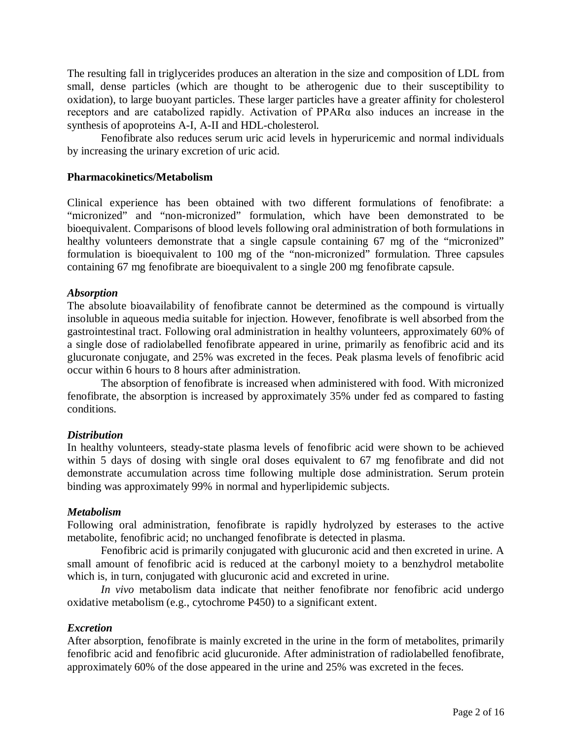The resulting fall in triglycerides produces an alteration in the size and composition of LDL from small, dense particles (which are thought to be atherogenic due to their susceptibility to oxidation), to large buoyant particles. These larger particles have a greater affinity for cholesterol receptors and are catabolized rapidly. Activation of PPARα also induces an increase in the synthesis of apoproteins A-I, A-II and HDL-cholesterol.

Fenofibrate also reduces serum uric acid levels in hyperuricemic and normal individuals by increasing the urinary excretion of uric acid.

**Pharmacokinetics/Metabolism**

Clinical experience has been obtained with two different formulations of fenofibrate: a "micronized" and "non-micronized" formulation, which have been demonstrated to be bioequivalent. Comparisons of blood levels following oral administration of both formulations in healthy volunteers demonstrate that a single capsule containing 67 mg of the "micronized" formulation is bioequivalent to 100 mg of the "non-micronized" formulation. Three capsules containing 67 mg fenofibrate are bioequivalent to a single 200 mg fenofibrate capsule.

***Absorption***

The absolute bioavailability of fenofibrate cannot be determined as the compound is virtually insoluble in aqueous media suitable for injection. However, fenofibrate is well absorbed from the gastrointestinal tract. Following oral administration in healthy volunteers, approximately 60% of a single dose of radiolabelled fenofibrate appeared in urine, primarily as fenofibric acid and its glucuronate conjugate, and 25% was excreted in the feces. Peak plasma levels of fenofibric acid occur within 6 hours to 8 hours after administration.

The absorption of fenofibrate is increased when administered with food. With micronized fenofibrate, the absorption is increased by approximately 35% under fed as compared to fasting conditions.

***Distribution***

In healthy volunteers, steady-state plasma levels of fenofibric acid were shown to be achieved within 5 days of dosing with single oral doses equivalent to 67 mg fenofibrate and did not demonstrate accumulation across time following multiple dose administration. Serum protein binding was approximately 99% in normal and hyperlipidemic subjects.

***Metabolism***

Following oral administration, fenofibrate is rapidly hydrolyzed by esterases to the active metabolite, fenofibric acid; no unchanged fenofibrate is detected in plasma.

Fenofibric acid is primarily conjugated with glucuronic acid and then excreted in urine. A small amount of fenofibric acid is reduced at the carbonyl moiety to a benzhydrol metabolite which is, in turn, conjugated with glucuronic acid and excreted in urine.

*In vivo* metabolism data indicate that neither fenofibrate nor fenofibric acid undergo oxidative metabolism (e.g., cytochrome P450) to a significant extent.

***Excretion***

After absorption, fenofibrate is mainly excreted in the urine in the form of metabolites, primarily fenofibric acid and fenofibric acid glucuronide. After administration of radiolabelled fenofibrate, approximately 60% of the dose appeared in the urine and 25% was excreted in the feces.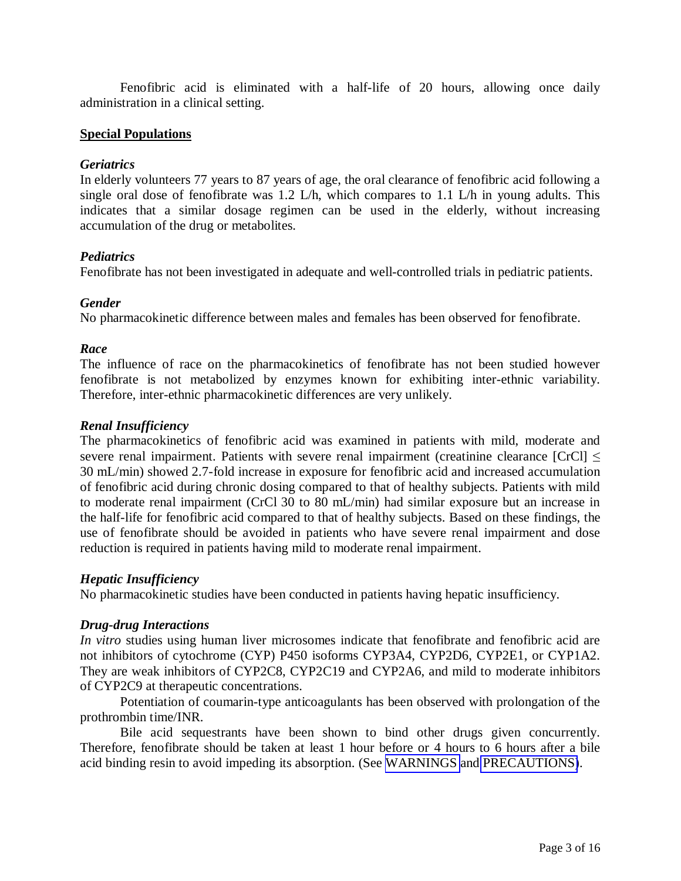Fenofibric acid is eliminated with a half-life of 20 hours, allowing once daily administration in a clinical setting.

## Special Populations

***Geriatrics***

In elderly volunteers 77 years to 87 years of age, the oral clearance of fenofibric acid following a single oral dose of fenofibrate was 1.2 L/h, which compares to 1.1 L/h in young adults. This indicates that a similar dosage regimen can be used in the elderly, without increasing accumulation of the drug or metabolites.

***Pediatrics***

Fenofibrate has not been investigated in adequate and well-controlled trials in pediatric patients.

***Gender***

No pharmacokinetic difference between males and females has been observed for fenofibrate.

***Race***

The influence of race on the pharmacokinetics of fenofibrate has not been studied however fenofibrate is not metabolized by enzymes known for exhibiting inter-ethnic variability. Therefore, inter-ethnic pharmacokinetic differences are very unlikely.

***Renal Insufficiency***

The pharmacokinetics of fenofibric acid was examined in patients with mild, moderate and severe renal impairment. Patients with severe renal impairment (creatinine clearance [CrCl] $\leq$ 30 mL/min) showed 2.7-fold increase in exposure for fenofibric acid and increased accumulation of fenofibric acid during chronic dosing compared to that of healthy subjects. Patients with mild to moderate renal impairment (CrCl 30 to 80 mL/min) had similar exposure but an increase in the half-life for fenofibric acid compared to that of healthy subjects. Based on these findings, the use of fenofibrate should be avoided in patients who have severe renal impairment and dose reduction is required in patients having mild to moderate renal impairment.

***Hepatic Insufficiency***

No pharmacokinetic studies have been conducted in patients having hepatic insufficiency.

***Drug-drug Interactions***

*In vitro* studies using human liver microsomes indicate that fenofibrate and fenofibric acid are not inhibitors of cytochrome (CYP) P450 isoforms CYP3A4, CYP2D6, CYP2E1, or CYP1A2. They are weak inhibitors of CYP2C8, CYP2C19 and CYP2A6, and mild to moderate inhibitors of CYP2C9 at therapeutic concentrations.

Potentiation of coumarin-type anticoagulants has been observed with prolongation of the prothrombin time/INR.

Bile acid sequestrants have been shown to bind other drugs given concurrently. Therefore, fenofibrate should be taken at least 1 hour before or 4 hours to 6 hours after a bile acid binding resin to avoid impeding its absorption. (See WARNINGS and PRECAUTIONS).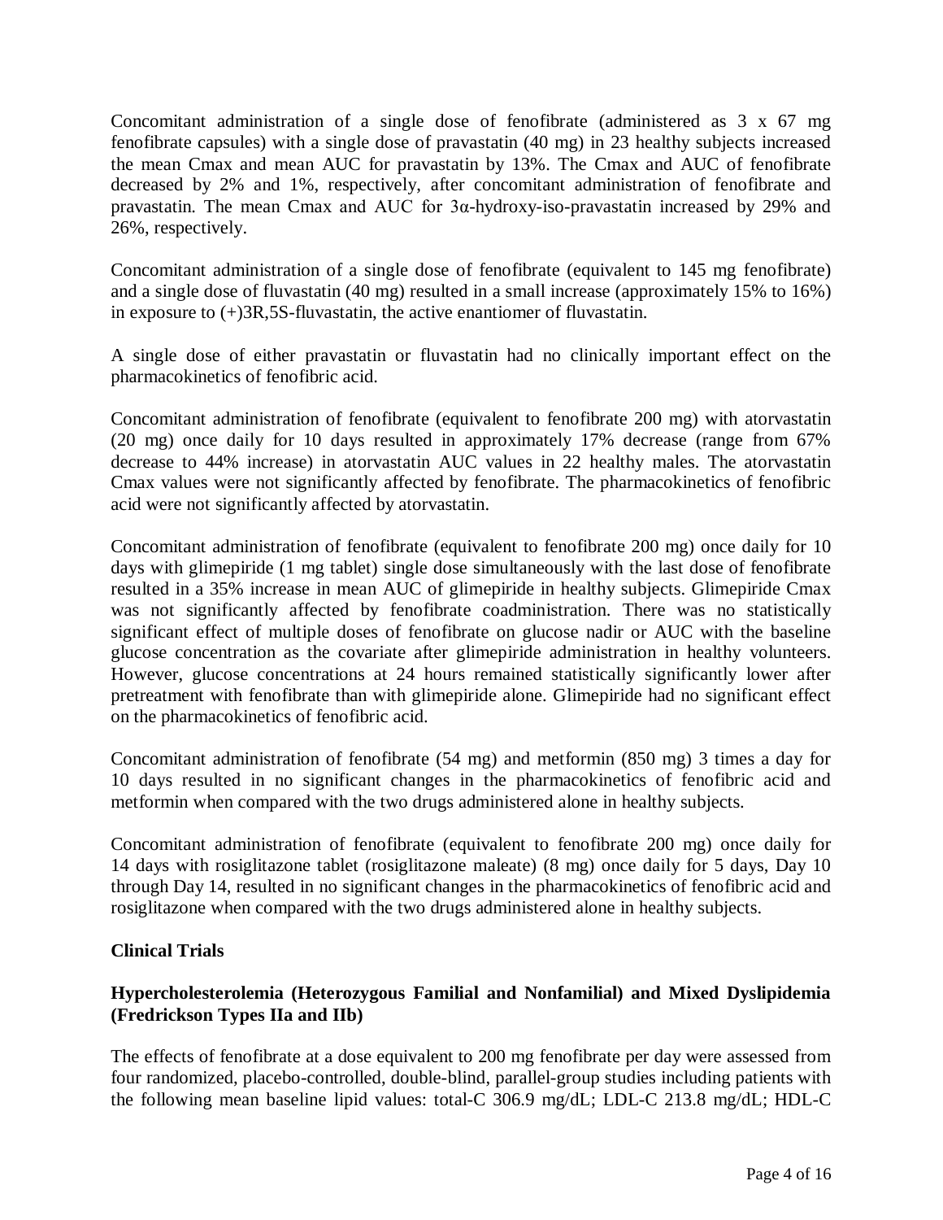Concomitant administration of a single dose of fenofibrate (administered as 3 x 67 mg fenofibrate capsules) with a single dose of pravastatin (40 mg) in 23 healthy subjects increased the mean Cmax and mean AUC for pravastatin by 13%. The Cmax and AUC of fenofibrate decreased by 2% and 1%, respectively, after concomitant administration of fenofibrate and pravastatin. The mean Cmax and AUC for 3α-hydroxy-iso-pravastatin increased by 29% and 26%, respectively.

Concomitant administration of a single dose of fenofibrate (equivalent to 145 mg fenofibrate) and a single dose of fluvastatin (40 mg) resulted in a small increase (approximately 15% to 16%) in exposure to (+)3R,5S-fluvastatin, the active enantiomer of fluvastatin.

A single dose of either pravastatin or fluvastatin had no clinically important effect on the pharmacokinetics of fenofibric acid.

Concomitant administration of fenofibrate (equivalent to fenofibrate 200 mg) with atorvastatin (20 mg) once daily for 10 days resulted in approximately 17% decrease (range from 67% decrease to 44% increase) in atorvastatin AUC values in 22 healthy males. The atorvastatin Cmax values were not significantly affected by fenofibrate. The pharmacokinetics of fenofibric acid were not significantly affected by atorvastatin.

Concomitant administration of fenofibrate (equivalent to fenofibrate 200 mg) once daily for 10 days with glimepiride (1 mg tablet) single dose simultaneously with the last dose of fenofibrate resulted in a 35% increase in mean AUC of glimepiride in healthy subjects. Glimepiride Cmax was not significantly affected by fenofibrate coadministration. There was no statistically significant effect of multiple doses of fenofibrate on glucose nadir or AUC with the baseline glucose concentration as the covariate after glimepiride administration in healthy volunteers. However, glucose concentrations at 24 hours remained statistically significantly lower after pretreatment with fenofibrate than with glimepiride alone. Glimepiride had no significant effect on the pharmacokinetics of fenofibric acid.

Concomitant administration of fenofibrate (54 mg) and metformin (850 mg) 3 times a day for 10 days resulted in no significant changes in the pharmacokinetics of fenofibric acid and metformin when compared with the two drugs administered alone in healthy subjects.

Concomitant administration of fenofibrate (equivalent to fenofibrate 200 mg) once daily for 14 days with rosiglitazone tablet (rosiglitazone maleate) (8 mg) once daily for 5 days, Day 10 through Day 14, resulted in no significant changes in the pharmacokinetics of fenofibric acid and rosiglitazone when compared with the two drugs administered alone in healthy subjects.

## Clinical Trials

### Hypercholesterolemia (Heterozygous Familial and Nonfamilial) and Mixed Dyslipidemia (Fredrickson Types IIa and IIb)

The effects of fenofibrate at a dose equivalent to 200 mg fenofibrate per day were assessed from four randomized, placebo-controlled, double-blind, parallel-group studies including patients with the following mean baseline lipid values: total-C 306.9 mg/dL; LDL-C 213.8 mg/dL; HDL-C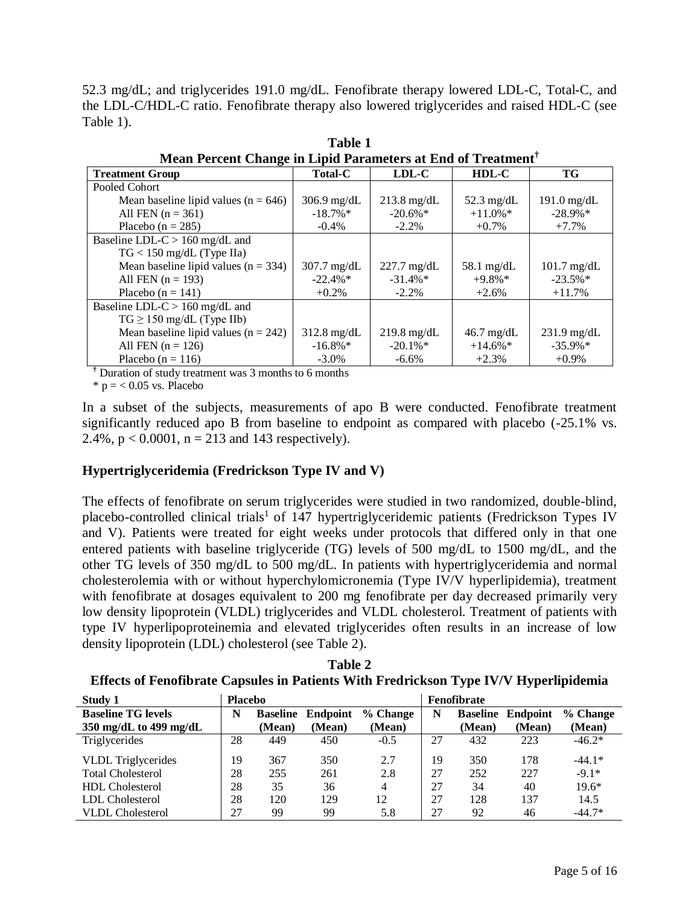52.3 mg/dL; and triglycerides 191.0 mg/dL. Fenofibrate therapy lowered LDL-C, Total-C, and the LDL-C/HDL-C ratio. Fenofibrate therapy also lowered triglycerides and raised HDL-C (see Table 1).

**Table 1**
**Mean Percent Change in Lipid Parameters at End of Treatment†**

| Treatment Group | Total-C | LDL-C | HDL-C | TG |
|---|---|---|---|---|
| Pooled Cohort | | | | |
| Mean baseline lipid values (n = 646) | 306.9 mg/dL | 213.8 mg/dL | 52.3 mg/dL | 191.0 mg/dL |
| All FEN (n = 361) | -18.7%* | -20.6%* | +11.0%* | -28.9%* |
| Placebo (n = 285) | -0.4% | -2.2% | +0.7% | +7.7% |
| Baseline LDL-C > 160 mg/dL and TG < 150 mg/dL (Type IIa) | | | | |
| Mean baseline lipid values (n = 334) | 307.7 mg/dL | 227.7 mg/dL | 58.1 mg/dL | 101.7 mg/dL |
| All FEN (n = 193) | -22.4%* | -31.4%* | +9.8%* | -23.5%* |
| Placebo (n = 141) | +0.2% | -2.2% | +2.6% | +11.7% |
| Baseline LDL-C > 160 mg/dL and TG ≥ 150 mg/dL (Type IIb) | | | | |
| Mean baseline lipid values (n = 242) | 312.8 mg/dL | 219.8 mg/dL | 46.7 mg/dL | 231.9 mg/dL |
| All FEN (n = 126) | -16.8%* | -20.1%* | +14.6%* | -35.9%* |
| Placebo (n = 116) | -3.0% | -6.6% | +2.3% | +0.9% |

† Duration of study treatment was 3 months to 6 months

\* p = < 0.05 vs. Placebo

In a subset of the subjects, measurements of apo B were conducted. Fenofibrate treatment significantly reduced apo B from baseline to endpoint as compared with placebo (-25.1% vs. 2.4%, $p < 0.0001$, n = 213 and 143 respectively).

## Hypertriglyceridemia (Fredrickson Type IV and V)

The effects of fenofibrate on serum triglycerides were studied in two randomized, double-blind, placebo-controlled clinical trials[1] of 147 hypertriglyceridemic patients (Fredrickson Types IV and V). Patients were treated for eight weeks under protocols that differed only in that one entered patients with baseline triglyceride (TG) levels of 500 mg/dL to 1500 mg/dL, and the other TG levels of 350 mg/dL to 500 mg/dL. In patients with hypertriglyceridemia and normal cholesterolemia with or without hyperchylomicronemia (Type IV/V hyperlipidemia), treatment with fenofibrate at dosages equivalent to 200 mg fenofibrate per day decreased primarily very low density lipoprotein (VLDL) triglycerides and VLDL cholesterol. Treatment of patients with type IV hyperlipoproteinemia and elevated triglycerides often results in an increase of low density lipoprotein (LDL) cholesterol (see Table 2).

**Table 2**
**Effects of Fenofibrate Capsules in Patients With Fredrickson Type IV/V Hyperlipidemia**

| Study 1 | Placebo | | | | Fenofibrate | | | |
|---|---|---|---|---|---|---|---|---|
| Baseline TG levels 350 mg/dL to 499 mg/dL | N | Baseline (Mean) | Endpoint (Mean) | % Change (Mean) | N | Baseline (Mean) | Endpoint (Mean) | % Change (Mean) |
| Triglycerides | 28 | 449 | 450 | -0.5 | 27 | 432 | 223 | -46.2* |
| VLDL Triglycerides | 19 | 367 | 350 | 2.7 | 19 | 350 | 178 | -44.1* |
| Total Cholesterol | 28 | 255 | 261 | 2.8 | 27 | 252 | 227 | -9.1* |
| HDL Cholesterol | 28 | 35 | 36 | 4 | 27 | 34 | 40 | 19.6* |
| LDL Cholesterol | 28 | 120 | 129 | 12 | 27 | 128 | 137 | 14.5 |
| VLDL Cholesterol | 27 | 99 | 99 | 5.8 | 27 | 92 | 46 | -44.7* |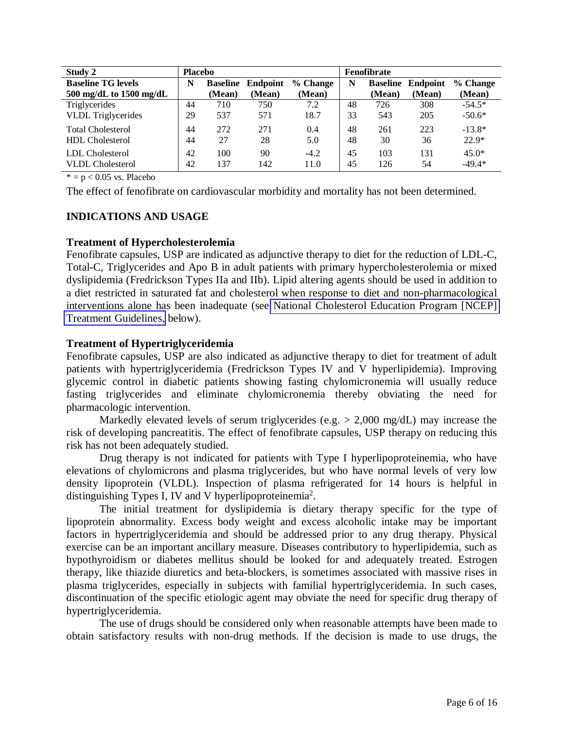| Study 2 | Placebo | | | | Fenofibrate | | | |
|---|---|---|---|---|---|---|---|---|
| **Baseline TG levels 500 mg/dL to 1500 mg/dL** | **N** | **Baseline (Mean)** | **Endpoint (Mean)** | **% Change (Mean)** | **N** | **Baseline (Mean)** | **Endpoint (Mean)** | **% Change (Mean)** |
| Triglycerides | 44 | 710 | 750 | 7.2 | 48 | 726 | 308 | -54.5* |
| VLDL Triglycerides | 29 | 537 | 571 | 18.7 | 33 | 543 | 205 | -50.6* |
| Total Cholesterol | 44 | 272 | 271 | 0.4 | 48 | 261 | 223 | -13.8* |
| HDL Cholesterol | 44 | 27 | 28 | 5.0 | 48 | 30 | 36 | 22.9* |
| LDL Cholesterol | 42 | 100 | 90 | -4.2 | 45 | 103 | 131 | 45.0* |
| VLDL Cholesterol | 42 | 137 | 142 | 11.0 | 45 | 126 | 54 | -49.4* |

* = $p < 0.05$ vs. Placebo

The effect of fenofibrate on cardiovascular morbidity and mortality has not been determined.

## INDICATIONS AND USAGE

### Treatment of Hypercholesterolemia

Fenofibrate capsules, USP are indicated as adjunctive therapy to diet for the reduction of LDL-C, Total-C, Triglycerides and Apo B in adult patients with primary hypercholesterolemia or mixed dyslipidemia (Fredrickson Types IIa and IIb). Lipid altering agents should be used in addition to a diet restricted in saturated fat and cholesterol when response to diet and non-pharmacological interventions alone has been inadequate (see National Cholesterol Education Program [NCEP] Treatment Guidelines, below).

### Treatment of Hypertriglyceridemia

Fenofibrate capsules, USP are also indicated as adjunctive therapy to diet for treatment of adult patients with hypertriglyceridemia (Fredrickson Types IV and V hyperlipidemia). Improving glycemic control in diabetic patients showing fasting chylomicronemia will usually reduce fasting triglycerides and eliminate chylomicronemia thereby obviating the need for pharmacologic intervention.

Markedly elevated levels of serum triglycerides (e.g. > 2,000 mg/dL) may increase the risk of developing pancreatitis. The effect of fenofibrate capsules, USP therapy on reducing this risk has not been adequately studied.

Drug therapy is not indicated for patients with Type I hyperlipoproteinemia, who have elevations of chylomicrons and plasma triglycerides, but who have normal levels of very low density lipoprotein (VLDL). Inspection of plasma refrigerated for 14 hours is helpful in distinguishing Types I, IV and V hyperlipoproteinemia[2].

The initial treatment for dyslipidemia is dietary therapy specific for the type of lipoprotein abnormality. Excess body weight and excess alcoholic intake may be important factors in hypertriglyceridemia and should be addressed prior to any drug therapy. Physical exercise can be an important ancillary measure. Diseases contributory to hyperlipidemia, such as hypothyroidism or diabetes mellitus should be looked for and adequately treated. Estrogen therapy, like thiazide diuretics and beta-blockers, is sometimes associated with massive rises in plasma triglycerides, especially in subjects with familial hypertriglyceridemia. In such cases, discontinuation of the specific etiologic agent may obviate the need for specific drug therapy of hypertriglyceridemia.

The use of drugs should be considered only when reasonable attempts have been made to obtain satisfactory results with non-drug methods. If the decision is made to use drugs, the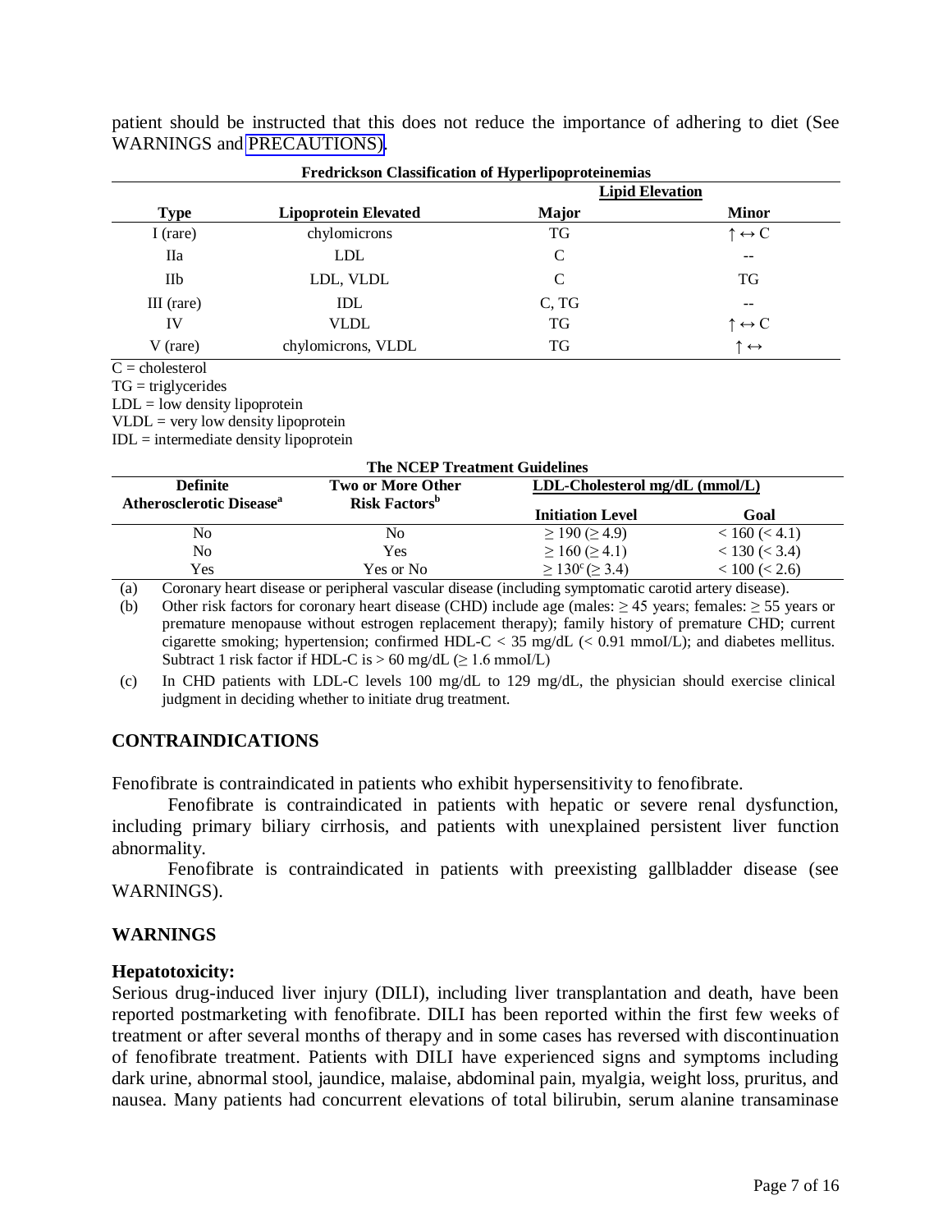patient should be instructed that this does not reduce the importance of adhering to diet (See WARNINGS and PRECAUTIONS).

**Fredrickson Classification of Hyperlipoproteinemias**

| Type | Lipoprotein Elevated | Lipid Elevation | |
|---|---|---|---|
| | | **Major** | **Minor** |
| I (rare) | chylomicrons | TG | ↑↔C |
| IIa | LDL | C | -- |
| IIb | LDL, VLDL | C | TG |
| III (rare) | IDL | C, TG | -- |
| IV | VLDL | TG | ↑↔C |
| V (rare) | chylomicrons, VLDL | TG | ↑↔ |

C = cholesterol
TG = triglycerides
LDL = low density lipoprotein
VLDL = very low density lipoprotein
IDL = intermediate density lipoprotein

**The NCEP Treatment Guidelines**

| Definite Atherosclerotic Disease[a] | Two or More Other Risk Factors[b] | LDL-Cholesterol mg/dL (mmol/L) | |
|---|---|---|---|
| | | **Initiation Level** | **Goal** |
| No | No | ≥ 190 (≥ 4.9) | < 160 (< 4.1) |
| No | Yes | ≥ 160 (≥ 4.1) | < 130 (< 3.4) |
| Yes | Yes or No | ≥ 130[c] (≥ 3.4) | < 100 (< 2.6) |

(a) Coronary heart disease or peripheral vascular disease (including symptomatic carotid artery disease).

(b) Other risk factors for coronary heart disease (CHD) include age (males: ≥ 45 years; females: ≥ 55 years or premature menopause without estrogen replacement therapy); family history of premature CHD; current cigarette smoking; hypertension; confirmed HDL-C < 35 mg/dL (< 0.91 mmol/L); and diabetes mellitus. Subtract 1 risk factor if HDL-C is > 60 mg/dL (≥ 1.6 mmol/L)

(c) In CHD patients with LDL-C levels 100 mg/dL to 129 mg/dL, the physician should exercise clinical judgment in deciding whether to initiate drug treatment.

## CONTRAINDICATIONS

Fenofibrate is contraindicated in patients who exhibit hypersensitivity to fenofibrate.

Fenofibrate is contraindicated in patients with hepatic or severe renal dysfunction, including primary biliary cirrhosis, and patients with unexplained persistent liver function abnormality.

Fenofibrate is contraindicated in patients with preexisting gallbladder disease (see WARNINGS).

## WARNINGS

### Hepatotoxicity:

Serious drug-induced liver injury (DILI), including liver transplantation and death, have been reported postmarketing with fenofibrate. DILI has been reported within the first few weeks of treatment or after several months of therapy and in some cases has reversed with discontinuation of fenofibrate treatment. Patients with DILI have experienced signs and symptoms including dark urine, abnormal stool, jaundice, malaise, abdominal pain, myalgia, weight loss, pruritus, and nausea. Many patients had concurrent elevations of total bilirubin, serum alanine transaminase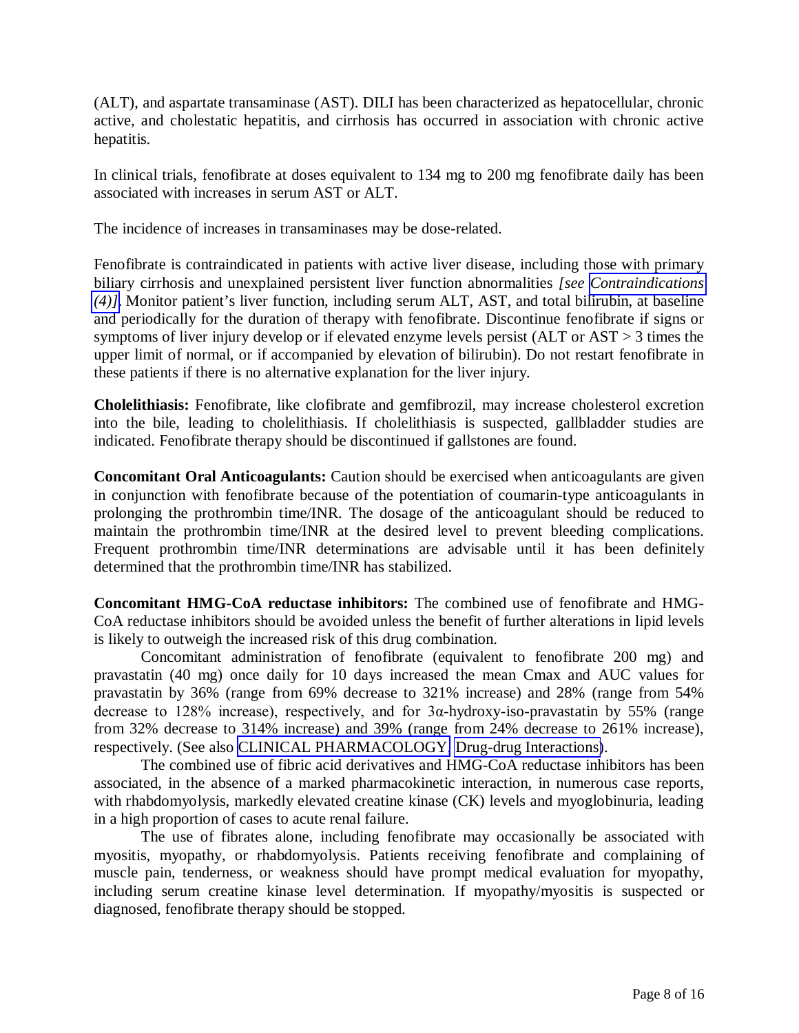(ALT), and aspartate transaminase (AST). DILI has been characterized as hepatocellular, chronic active, and cholestatic hepatitis, and cirrhosis has occurred in association with chronic active hepatitis.

In clinical trials, fenofibrate at doses equivalent to 134 mg to 200 mg fenofibrate daily has been associated with increases in serum AST or ALT.

The incidence of increases in transaminases may be dose-related.

Fenofibrate is contraindicated in patients with active liver disease, including those with primary biliary cirrhosis and unexplained persistent liver function abnormalities *[see Contraindications (4)]*. Monitor patient's liver function, including serum ALT, AST, and total bilirubin, at baseline and periodically for the duration of therapy with fenofibrate. Discontinue fenofibrate if signs or symptoms of liver injury develop or if elevated enzyme levels persist (ALT or AST > 3 times the upper limit of normal, or if accompanied by elevation of bilirubin). Do not restart fenofibrate in these patients if there is no alternative explanation for the liver injury.

**Cholelithiasis:** Fenofibrate, like clofibrate and gemfibrozil, may increase cholesterol excretion into the bile, leading to cholelithiasis. If cholelithiasis is suspected, gallbladder studies are indicated. Fenofibrate therapy should be discontinued if gallstones are found.

**Concomitant Oral Anticoagulants:** Caution should be exercised when anticoagulants are given in conjunction with fenofibrate because of the potentiation of coumarin-type anticoagulants in prolonging the prothrombin time/INR. The dosage of the anticoagulant should be reduced to maintain the prothrombin time/INR at the desired level to prevent bleeding complications. Frequent prothrombin time/INR determinations are advisable until it has been definitely determined that the prothrombin time/INR has stabilized.

**Concomitant HMG-CoA reductase inhibitors:** The combined use of fenofibrate and HMG-CoA reductase inhibitors should be avoided unless the benefit of further alterations in lipid levels is likely to outweigh the increased risk of this drug combination.

Concomitant administration of fenofibrate (equivalent to fenofibrate 200 mg) and pravastatin (40 mg) once daily for 10 days increased the mean Cmax and AUC values for pravastatin by 36% (range from 69% decrease to 321% increase) and 28% (range from 54% decrease to 128% increase), respectively, and for 3α-hydroxy-iso-pravastatin by 55% (range from 32% decrease to 314% increase) and 39% (range from 24% decrease to 261% increase), respectively. (See also CLINICAL PHARMACOLOGY, Drug-drug Interactions).

The combined use of fibric acid derivatives and HMG-CoA reductase inhibitors has been associated, in the absence of a marked pharmacokinetic interaction, in numerous case reports, with rhabdomyolysis, markedly elevated creatine kinase (CK) levels and myoglobinuria, leading in a high proportion of cases to acute renal failure.

The use of fibrates alone, including fenofibrate may occasionally be associated with myositis, myopathy, or rhabdomyolysis. Patients receiving fenofibrate and complaining of muscle pain, tenderness, or weakness should have prompt medical evaluation for myopathy, including serum creatine kinase level determination. If myopathy/myositis is suspected or diagnosed, fenofibrate therapy should be stopped.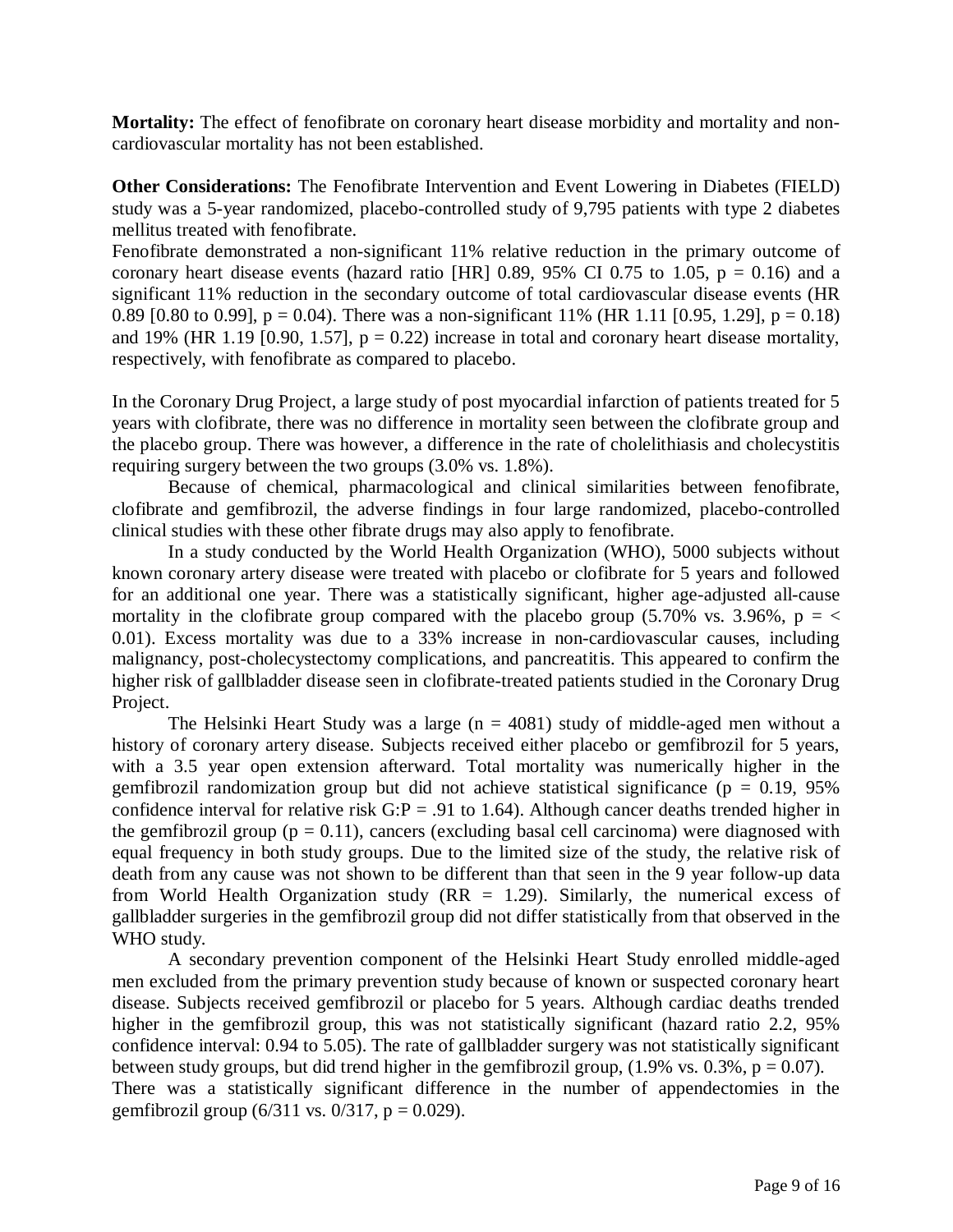**Mortality:** The effect of fenofibrate on coronary heart disease morbidity and mortality and non-cardiovascular mortality has not been established.

**Other Considerations:** The Fenofibrate Intervention and Event Lowering in Diabetes (FIELD) study was a 5-year randomized, placebo-controlled study of 9,795 patients with type 2 diabetes mellitus treated with fenofibrate.

Fenofibrate demonstrated a non-significant 11% relative reduction in the primary outcome of coronary heart disease events (hazard ratio [HR] 0.89, 95% CI 0.75 to 1.05, $p = 0.16$) and a significant 11% reduction in the secondary outcome of total cardiovascular disease events (HR 0.89 [0.80 to 0.99], $p = 0.04$). There was a non-significant 11% (HR 1.11 [0.95, 1.29], $p = 0.18$) and 19% (HR 1.19 [0.90, 1.57], $p = 0.22$) increase in total and coronary heart disease mortality, respectively, with fenofibrate as compared to placebo.

In the Coronary Drug Project, a large study of post myocardial infarction of patients treated for 5 years with clofibrate, there was no difference in mortality seen between the clofibrate group and the placebo group. There was however, a difference in the rate of cholelithiasis and cholecystitis requiring surgery between the two groups (3.0% vs. 1.8%).

Because of chemical, pharmacological and clinical similarities between fenofibrate, clofibrate and gemfibrozil, the adverse findings in four large randomized, placebo-controlled clinical studies with these other fibrate drugs may also apply to fenofibrate.

In a study conducted by the World Health Organization (WHO), 5000 subjects without known coronary artery disease were treated with placebo or clofibrate for 5 years and followed for an additional one year. There was a statistically significant, higher age-adjusted all-cause mortality in the clofibrate group compared with the placebo group (5.70% vs. 3.96%, $p = < 0.01$). Excess mortality was due to a 33% increase in non-cardiovascular causes, including malignancy, post-cholecystectomy complications, and pancreatitis. This appeared to confirm the higher risk of gallbladder disease seen in clofibrate-treated patients studied in the Coronary Drug Project.

The Helsinki Heart Study was a large ($n = 4081$) study of middle-aged men without a history of coronary artery disease. Subjects received either placebo or gemfibrozil for 5 years, with a 3.5 year open extension afterward. Total mortality was numerically higher in the gemfibrozil randomization group but did not achieve statistical significance ($p = 0.19$, 95% confidence interval for relative risk G:P = .91 to 1.64). Although cancer deaths trended higher in the gemfibrozil group ($p = 0.11$), cancers (excluding basal cell carcinoma) were diagnosed with equal frequency in both study groups. Due to the limited size of the study, the relative risk of death from any cause was not shown to be different than that seen in the 9 year follow-up data from World Health Organization study (RR = 1.29). Similarly, the numerical excess of gallbladder surgeries in the gemfibrozil group did not differ statistically from that observed in the WHO study.

A secondary prevention component of the Helsinki Heart Study enrolled middle-aged men excluded from the primary prevention study because of known or suspected coronary heart disease. Subjects received gemfibrozil or placebo for 5 years. Although cardiac deaths trended higher in the gemfibrozil group, this was not statistically significant (hazard ratio 2.2, 95% confidence interval: 0.94 to 5.05). The rate of gallbladder surgery was not statistically significant between study groups, but did trend higher in the gemfibrozil group, (1.9% vs. 0.3%, $p = 0.07$).

There was a statistically significant difference in the number of appendectomies in the gemfibrozil group (6/311 vs. 0/317, $p = 0.029$).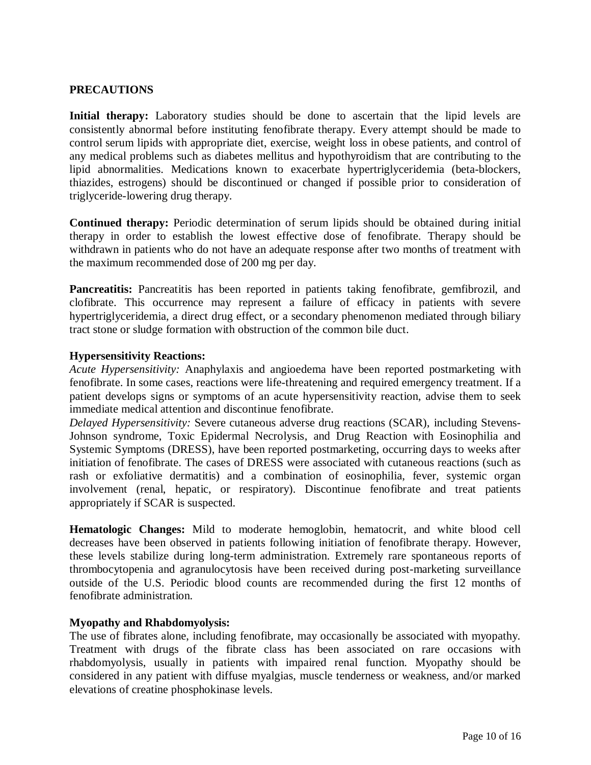## PRECAUTIONS

**Initial therapy:** Laboratory studies should be done to ascertain that the lipid levels are consistently abnormal before instituting fenofibrate therapy. Every attempt should be made to control serum lipids with appropriate diet, exercise, weight loss in obese patients, and control of any medical problems such as diabetes mellitus and hypothyroidism that are contributing to the lipid abnormalities. Medications known to exacerbate hypertriglyceridemia (beta-blockers, thiazides, estrogens) should be discontinued or changed if possible prior to consideration of triglyceride-lowering drug therapy.

**Continued therapy:** Periodic determination of serum lipids should be obtained during initial therapy in order to establish the lowest effective dose of fenofibrate. Therapy should be withdrawn in patients who do not have an adequate response after two months of treatment with the maximum recommended dose of 200 mg per day.

**Pancreatitis:** Pancreatitis has been reported in patients taking fenofibrate, gemfibrozil, and clofibrate. This occurrence may represent a failure of efficacy in patients with severe hypertriglyceridemia, a direct drug effect, or a secondary phenomenon mediated through biliary tract stone or sludge formation with obstruction of the common bile duct.

**Hypersensitivity Reactions:**

*Acute Hypersensitivity:* Anaphylaxis and angioedema have been reported postmarketing with fenofibrate. In some cases, reactions were life-threatening and required emergency treatment. If a patient develops signs or symptoms of an acute hypersensitivity reaction, advise them to seek immediate medical attention and discontinue fenofibrate.

*Delayed Hypersensitivity:* Severe cutaneous adverse drug reactions (SCAR), including Stevens-Johnson syndrome, Toxic Epidermal Necrolysis, and Drug Reaction with Eosinophilia and Systemic Symptoms (DRESS), have been reported postmarketing, occurring days to weeks after initiation of fenofibrate. The cases of DRESS were associated with cutaneous reactions (such as rash or exfoliative dermatitis) and a combination of eosinophilia, fever, systemic organ involvement (renal, hepatic, or respiratory). Discontinue fenofibrate and treat patients appropriately if SCAR is suspected.

**Hematologic Changes:** Mild to moderate hemoglobin, hematocrit, and white blood cell decreases have been observed in patients following initiation of fenofibrate therapy. However, these levels stabilize during long-term administration. Extremely rare spontaneous reports of thrombocytopenia and agranulocytosis have been received during post-marketing surveillance outside of the U.S. Periodic blood counts are recommended during the first 12 months of fenofibrate administration.

**Myopathy and Rhabdomyolysis:**

The use of fibrates alone, including fenofibrate, may occasionally be associated with myopathy. Treatment with drugs of the fibrate class has been associated on rare occasions with rhabdomyolysis, usually in patients with impaired renal function. Myopathy should be considered in any patient with diffuse myalgias, muscle tenderness or weakness, and/or marked elevations of creatine phosphokinase levels.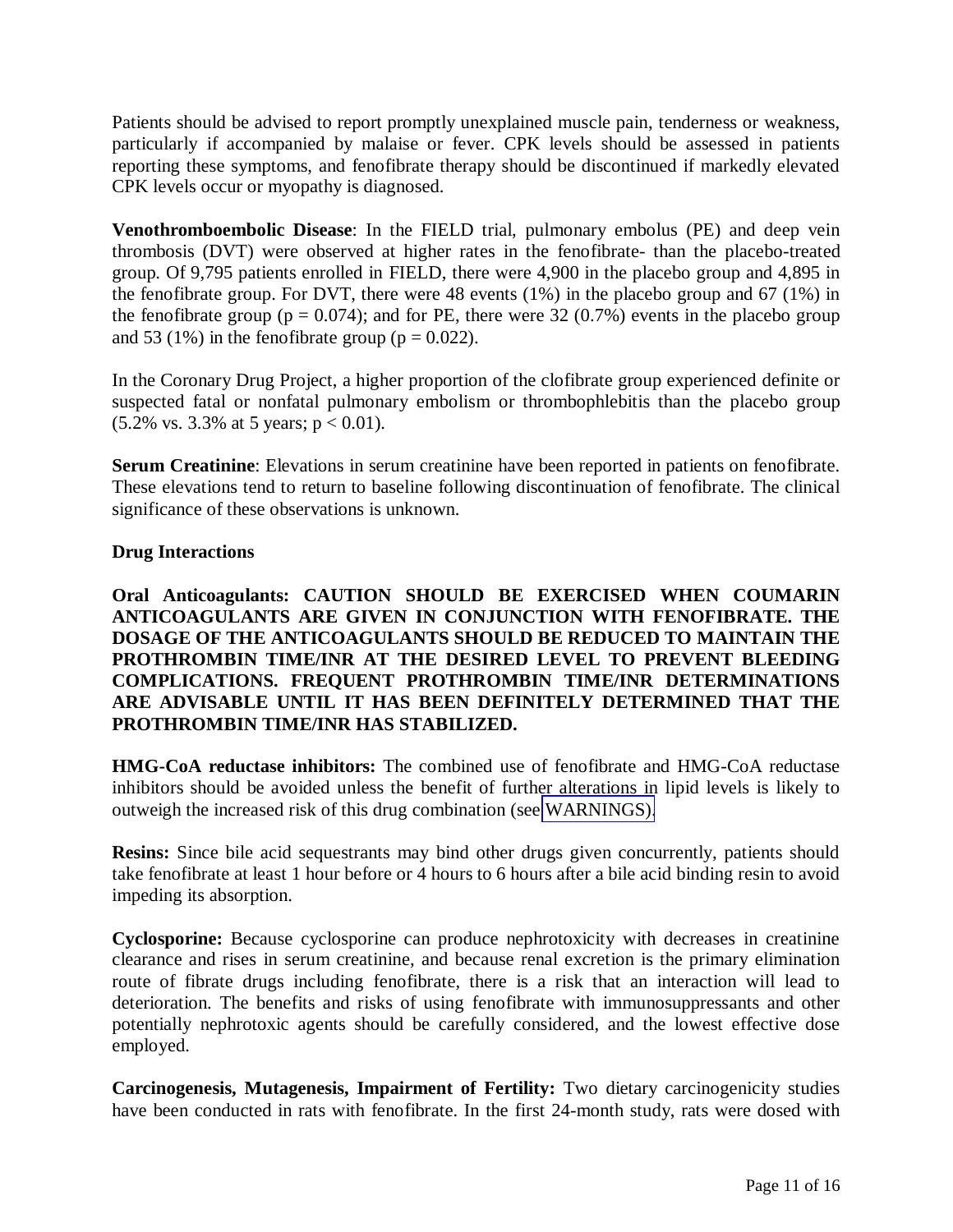Patients should be advised to report promptly unexplained muscle pain, tenderness or weakness, particularly if accompanied by malaise or fever. CPK levels should be assessed in patients reporting these symptoms, and fenofibrate therapy should be discontinued if markedly elevated CPK levels occur or myopathy is diagnosed.

**Venothromboembolic Disease**: In the FIELD trial, pulmonary embolus (PE) and deep vein thrombosis (DVT) were observed at higher rates in the fenofibrate- than the placebo-treated group. Of 9,795 patients enrolled in FIELD, there were 4,900 in the placebo group and 4,895 in the fenofibrate group. For DVT, there were 48 events (1%) in the placebo group and 67 (1%) in the fenofibrate group ($p = 0.074$); and for PE, there were 32 (0.7%) events in the placebo group and 53 (1%) in the fenofibrate group ($p = 0.022$).

In the Coronary Drug Project, a higher proportion of the clofibrate group experienced definite or suspected fatal or nonfatal pulmonary embolism or thrombophlebitis than the placebo group (5.2% vs. 3.3% at 5 years; $p < 0.01$).

**Serum Creatinine**: Elevations in serum creatinine have been reported in patients on fenofibrate. These elevations tend to return to baseline following discontinuation of fenofibrate. The clinical significance of these observations is unknown.

**Drug Interactions**

**Oral Anticoagulants: CAUTION SHOULD BE EXERCISED WHEN COUMARIN ANTICOAGULANTS ARE GIVEN IN CONJUNCTION WITH FENOFIBRATE. THE DOSAGE OF THE ANTICOAGULANTS SHOULD BE REDUCED TO MAINTAIN THE PROTHROMBIN TIME/INR AT THE DESIRED LEVEL TO PREVENT BLEEDING COMPLICATIONS. FREQUENT PROTHROMBIN TIME/INR DETERMINATIONS ARE ADVISABLE UNTIL IT HAS BEEN DEFINITELY DETERMINED THAT THE PROTHROMBIN TIME/INR HAS STABILIZED.**

**HMG-CoA reductase inhibitors:** The combined use of fenofibrate and HMG-CoA reductase inhibitors should be avoided unless the benefit of further alterations in lipid levels is likely to outweigh the increased risk of this drug combination (see WARNINGS).

**Resins:** Since bile acid sequestrants may bind other drugs given concurrently, patients should take fenofibrate at least 1 hour before or 4 hours to 6 hours after a bile acid binding resin to avoid impeding its absorption.

**Cyclosporine:** Because cyclosporine can produce nephrotoxicity with decreases in creatinine clearance and rises in serum creatinine, and because renal excretion is the primary elimination route of fibrate drugs including fenofibrate, there is a risk that an interaction will lead to deterioration. The benefits and risks of using fenofibrate with immunosuppressants and other potentially nephrotoxic agents should be carefully considered, and the lowest effective dose employed.

**Carcinogenesis, Mutagenesis, Impairment of Fertility:** Two dietary carcinogenicity studies have been conducted in rats with fenofibrate. In the first 24-month study, rats were dosed with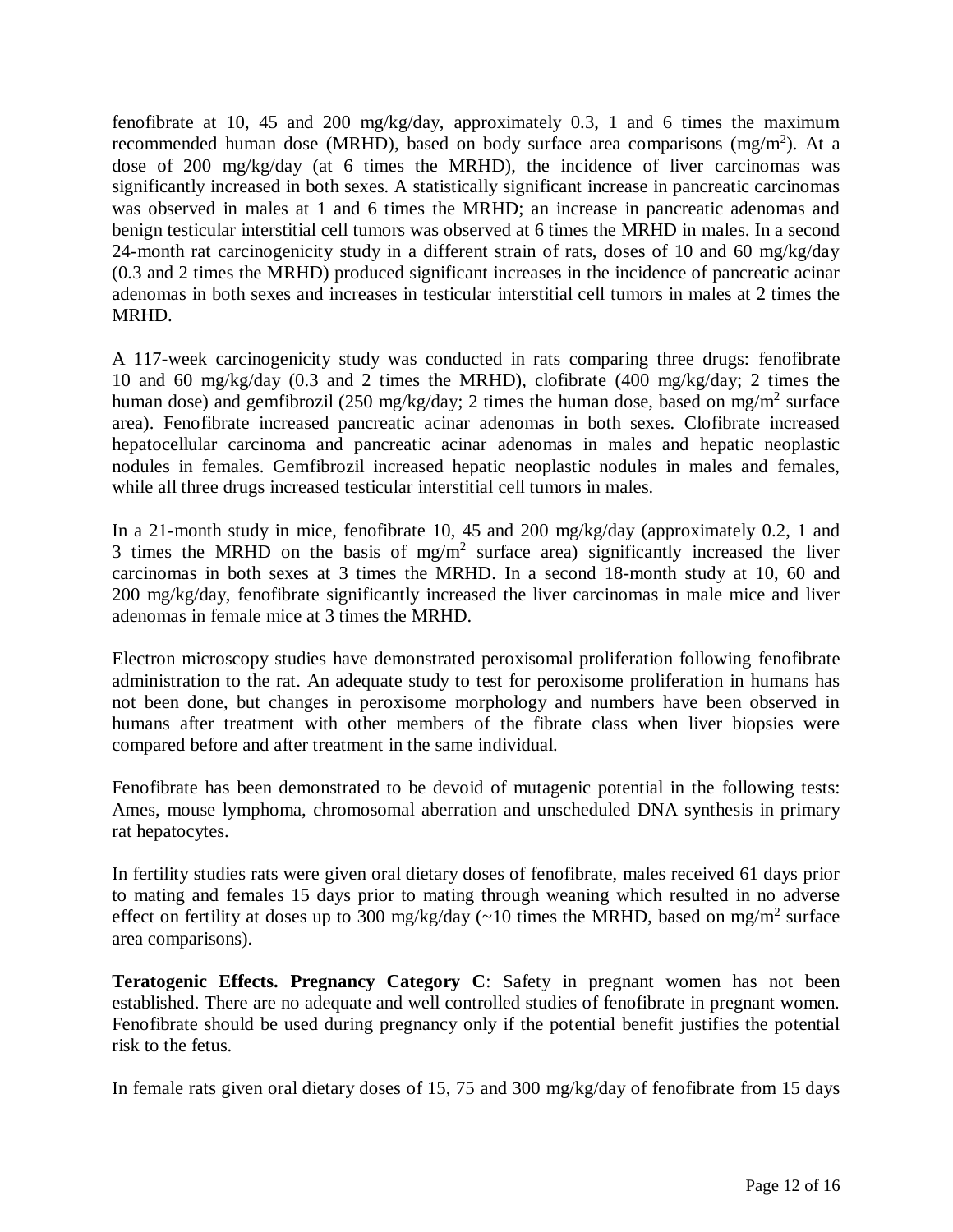fenofibrate at 10, 45 and 200 mg/kg/day, approximately 0.3, 1 and 6 times the maximum recommended human dose (MRHD), based on body surface area comparisons ($mg/m^2$). At a dose of 200 mg/kg/day (at 6 times the MRHD), the incidence of liver carcinomas was significantly increased in both sexes. A statistically significant increase in pancreatic carcinomas was observed in males at 1 and 6 times the MRHD; an increase in pancreatic adenomas and benign testicular interstitial cell tumors was observed at 6 times the MRHD in males. In a second 24-month rat carcinogenicity study in a different strain of rats, doses of 10 and 60 mg/kg/day (0.3 and 2 times the MRHD) produced significant increases in the incidence of pancreatic acinar adenomas in both sexes and increases in testicular interstitial cell tumors in males at 2 times the MRHD.

A 117-week carcinogenicity study was conducted in rats comparing three drugs: fenofibrate 10 and 60 mg/kg/day (0.3 and 2 times the MRHD), clofibrate (400 mg/kg/day; 2 times the human dose) and gemfibrozil (250 mg/kg/day; 2 times the human dose, based on $mg/m^2$ surface area). Fenofibrate increased pancreatic acinar adenomas in both sexes. Clofibrate increased hepatocellular carcinoma and pancreatic acinar adenomas in males and hepatic neoplastic nodules in females. Gemfibrozil increased hepatic neoplastic nodules in males and females, while all three drugs increased testicular interstitial cell tumors in males.

In a 21-month study in mice, fenofibrate 10, 45 and 200 mg/kg/day (approximately 0.2, 1 and 3 times the MRHD on the basis of $mg/m^2$ surface area) significantly increased the liver carcinomas in both sexes at 3 times the MRHD. In a second 18-month study at 10, 60 and 200 mg/kg/day, fenofibrate significantly increased the liver carcinomas in male mice and liver adenomas in female mice at 3 times the MRHD.

Electron microscopy studies have demonstrated peroxisomal proliferation following fenofibrate administration to the rat. An adequate study to test for peroxisome proliferation in humans has not been done, but changes in peroxisome morphology and numbers have been observed in humans after treatment with other members of the fibrate class when liver biopsies were compared before and after treatment in the same individual.

Fenofibrate has been demonstrated to be devoid of mutagenic potential in the following tests: Ames, mouse lymphoma, chromosomal aberration and unscheduled DNA synthesis in primary rat hepatocytes.

In fertility studies rats were given oral dietary doses of fenofibrate, males received 61 days prior to mating and females 15 days prior to mating through weaning which resulted in no adverse effect on fertility at doses up to 300 mg/kg/day (~10 times the MRHD, based on $mg/m^2$ surface area comparisons).

**Teratogenic Effects. Pregnancy Category C**: Safety in pregnant women has not been established. There are no adequate and well controlled studies of fenofibrate in pregnant women. Fenofibrate should be used during pregnancy only if the potential benefit justifies the potential risk to the fetus.

In female rats given oral dietary doses of 15, 75 and 300 mg/kg/day of fenofibrate from 15 days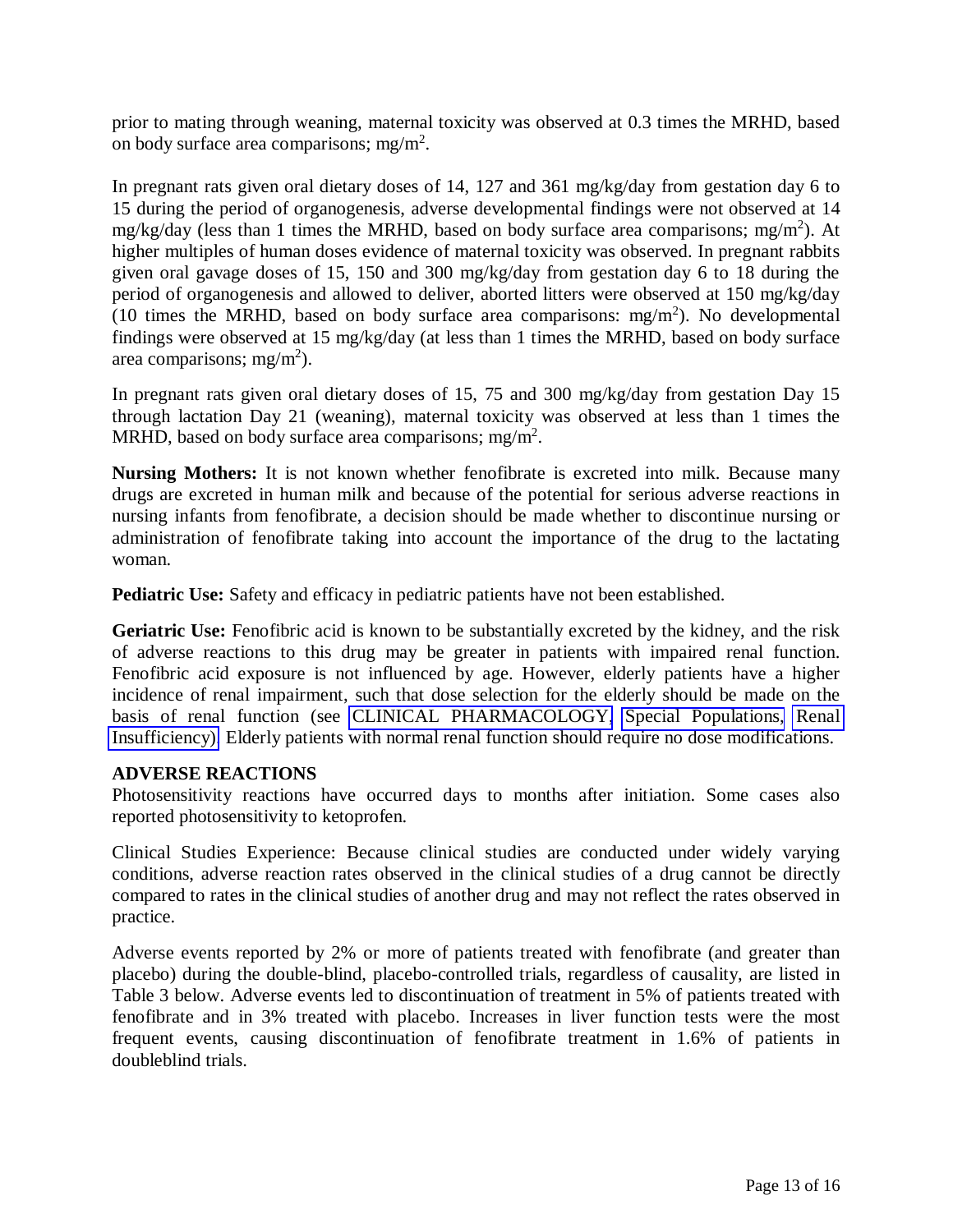prior to mating through weaning, maternal toxicity was observed at 0.3 times the MRHD, based on body surface area comparisons; $mg/m^2$.

In pregnant rats given oral dietary doses of 14, 127 and 361 mg/kg/day from gestation day 6 to 15 during the period of organogenesis, adverse developmental findings were not observed at 14 mg/kg/day (less than 1 times the MRHD, based on body surface area comparisons; $mg/m^2$). At higher multiples of human doses evidence of maternal toxicity was observed. In pregnant rabbits given oral gavage doses of 15, 150 and 300 mg/kg/day from gestation day 6 to 18 during the period of organogenesis and allowed to deliver, aborted litters were observed at 150 mg/kg/day (10 times the MRHD, based on body surface area comparisons: $mg/m^2$). No developmental findings were observed at 15 mg/kg/day (at less than 1 times the MRHD, based on body surface area comparisons; $mg/m^2$).

In pregnant rats given oral dietary doses of 15, 75 and 300 mg/kg/day from gestation Day 15 through lactation Day 21 (weaning), maternal toxicity was observed at less than 1 times the MRHD, based on body surface area comparisons; $mg/m^2$.

**Nursing Mothers:** It is not known whether fenofibrate is excreted into milk. Because many drugs are excreted in human milk and because of the potential for serious adverse reactions in nursing infants from fenofibrate, a decision should be made whether to discontinue nursing or administration of fenofibrate taking into account the importance of the drug to the lactating woman.

**Pediatric Use:** Safety and efficacy in pediatric patients have not been established.

**Geriatric Use:** Fenofibric acid is known to be substantially excreted by the kidney, and the risk of adverse reactions to this drug may be greater in patients with impaired renal function. Fenofibric acid exposure is not influenced by age. However, elderly patients have a higher incidence of renal impairment, such that dose selection for the elderly should be made on the basis of renal function (see CLINICAL PHARMACOLOGY, Special Populations, Renal Insufficiency). Elderly patients with normal renal function should require no dose modifications.

## ADVERSE REACTIONS

Photosensitivity reactions have occurred days to months after initiation. Some cases also reported photosensitivity to ketoprofen.

Clinical Studies Experience: Because clinical studies are conducted under widely varying conditions, adverse reaction rates observed in the clinical studies of a drug cannot be directly compared to rates in the clinical studies of another drug and may not reflect the rates observed in practice.

Adverse events reported by 2% or more of patients treated with fenofibrate (and greater than placebo) during the double-blind, placebo-controlled trials, regardless of causality, are listed in Table 3 below. Adverse events led to discontinuation of treatment in 5% of patients treated with fenofibrate and in 3% treated with placebo. Increases in liver function tests were the most frequent events, causing discontinuation of fenofibrate treatment in 1.6% of patients in doubleblind trials.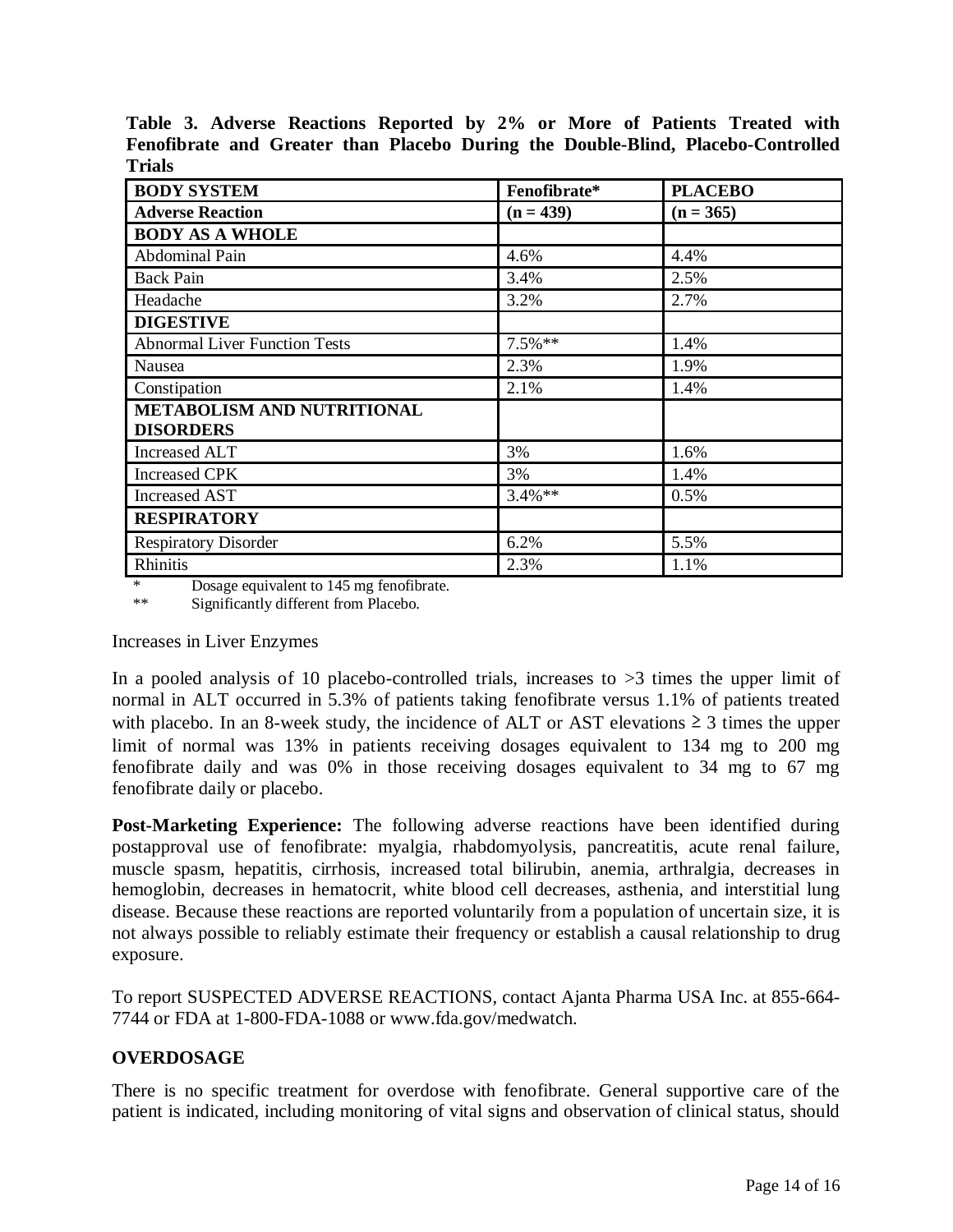**Table 3. Adverse Reactions Reported by 2% or More of Patients Treated with Fenofibrate and Greater than Placebo During the Double-Blind, Placebo-Controlled Trials**

| **BODY SYSTEM** | **Fenofibrate*** | **PLACEBO** |
|---|---|---|
| **Adverse Reaction** | **(n = 439)** | **(n = 365)** |
| **BODY AS A WHOLE** | | |
| Abdominal Pain | 4.6% | 4.4% |
| Back Pain | 3.4% | 2.5% |
| Headache | 3.2% | 2.7% |
| **DIGESTIVE** | | |
| Abnormal Liver Function Tests | 7.5%** | 1.4% |
| Nausea | 2.3% | 1.9% |
| Constipation | 2.1% | 1.4% |
| **METABOLISM AND NUTRITIONAL DISORDERS** | | |
| Increased ALT | 3% | 1.6% |
| Increased CPK | 3% | 1.4% |
| Increased AST | 3.4%** | 0.5% |
| **RESPIRATORY** | | |
| Respiratory Disorder | 6.2% | 5.5% |
| Rhinitis | 2.3% | 1.1% |

\* Dosage equivalent to 145 mg fenofibrate.
\** Significantly different from Placebo.

Increases in Liver Enzymes

In a pooled analysis of 10 placebo-controlled trials, increases to >3 times the upper limit of normal in ALT occurred in 5.3% of patients taking fenofibrate versus 1.1% of patients treated with placebo. In an 8-week study, the incidence of ALT or AST elevations ≥ 3 times the upper limit of normal was 13% in patients receiving dosages equivalent to 134 mg to 200 mg fenofibrate daily and was 0% in those receiving dosages equivalent to 34 mg to 67 mg fenofibrate daily or placebo.

**Post-Marketing Experience:** The following adverse reactions have been identified during postapproval use of fenofibrate: myalgia, rhabdomyolysis, pancreatitis, acute renal failure, muscle spasm, hepatitis, cirrhosis, increased total bilirubin, anemia, arthralgia, decreases in hemoglobin, decreases in hematocrit, white blood cell decreases, asthenia, and interstitial lung disease. Because these reactions are reported voluntarily from a population of uncertain size, it is not always possible to reliably estimate their frequency or establish a causal relationship to drug exposure.

To report SUSPECTED ADVERSE REACTIONS, contact Ajanta Pharma USA Inc. at 855-664-7744 or FDA at 1-800-FDA-1088 or www.fda.gov/medwatch.

## OVERDOSAGE

There is no specific treatment for overdose with fenofibrate. General supportive care of the patient is indicated, including monitoring of vital signs and observation of clinical status, should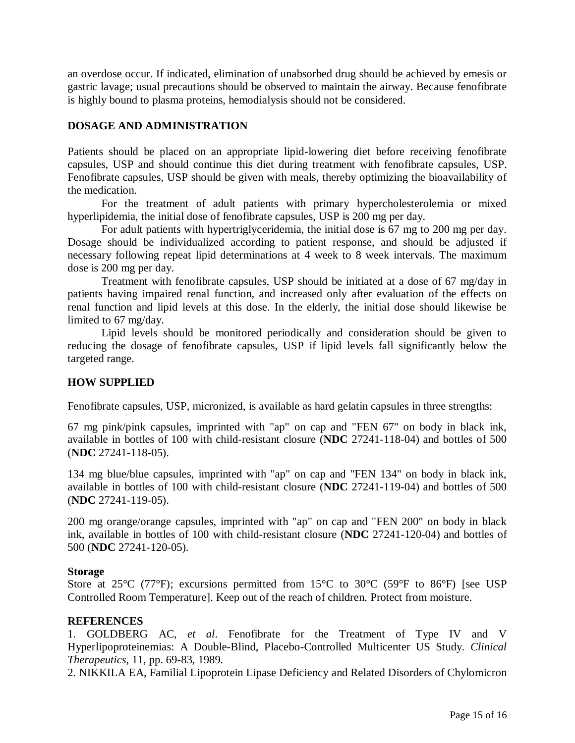an overdose occur. If indicated, elimination of unabsorbed drug should be achieved by emesis or gastric lavage; usual precautions should be observed to maintain the airway. Because fenofibrate is highly bound to plasma proteins, hemodialysis should not be considered.

## DOSAGE AND ADMINISTRATION

Patients should be placed on an appropriate lipid-lowering diet before receiving fenofibrate capsules, USP and should continue this diet during treatment with fenofibrate capsules, USP. Fenofibrate capsules, USP should be given with meals, thereby optimizing the bioavailability of the medication.

For the treatment of adult patients with primary hypercholesterolemia or mixed hyperlipidemia, the initial dose of fenofibrate capsules, USP is 200 mg per day.

For adult patients with hypertriglyceridemia, the initial dose is 67 mg to 200 mg per day. Dosage should be individualized according to patient response, and should be adjusted if necessary following repeat lipid determinations at 4 week to 8 week intervals. The maximum dose is 200 mg per day.

Treatment with fenofibrate capsules, USP should be initiated at a dose of 67 mg/day in patients having impaired renal function, and increased only after evaluation of the effects on renal function and lipid levels at this dose. In the elderly, the initial dose should likewise be limited to 67 mg/day.

Lipid levels should be monitored periodically and consideration should be given to reducing the dosage of fenofibrate capsules, USP if lipid levels fall significantly below the targeted range.

## HOW SUPPLIED

Fenofibrate capsules, USP, micronized, is available as hard gelatin capsules in three strengths:

67 mg pink/pink capsules, imprinted with "ap" on cap and "FEN 67" on body in black ink, available in bottles of 100 with child-resistant closure (**NDC** 27241-118-04) and bottles of 500 (**NDC** 27241-118-05).

134 mg blue/blue capsules, imprinted with "ap" on cap and "FEN 134" on body in black ink, available in bottles of 100 with child-resistant closure (**NDC** 27241-119-04) and bottles of 500 (**NDC** 27241-119-05).

200 mg orange/orange capsules, imprinted with "ap" on cap and "FEN 200" on body in black ink, available in bottles of 100 with child-resistant closure (**NDC** 27241-120-04) and bottles of 500 (**NDC** 27241-120-05).

### Storage

Store at 25°C (77°F); excursions permitted from 15°C to 30°C (59°F to 86°F) [see USP Controlled Room Temperature]. Keep out of the reach of children. Protect from moisture.

### REFERENCES

1. GOLDBERG AC, *et al*. Fenofibrate for the Treatment of Type IV and V Hyperlipoproteinemias: A Double-Blind, Placebo-Controlled Multicenter US Study. *Clinical Therapeutics*, 11, pp. 69-83, 1989.
2. NIKKILA EA, Familial Lipoprotein Lipase Deficiency and Related Disorders of Chylomicron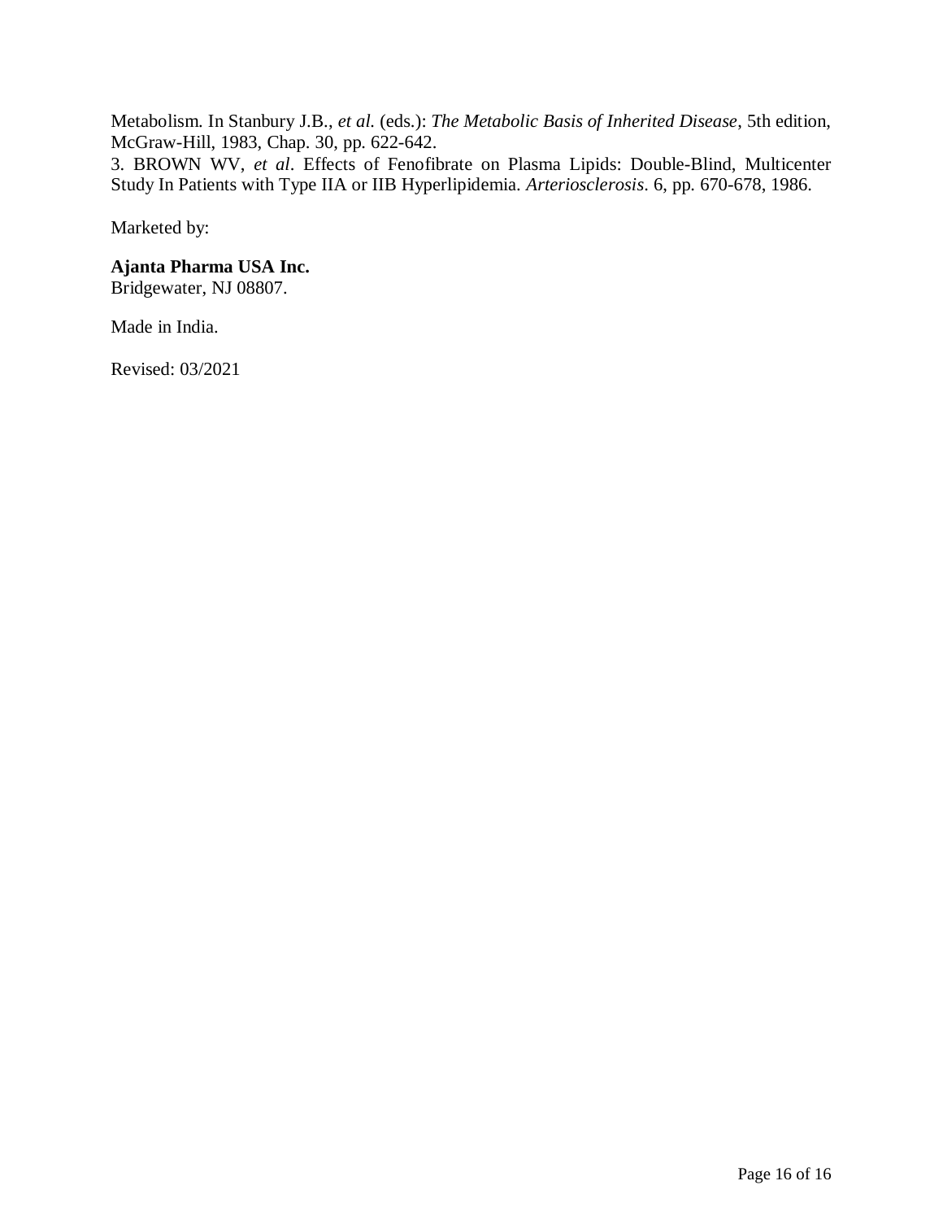Metabolism. In Stanbury J.B., *et al.* (eds.): *The Metabolic Basis of Inherited Disease*, 5th edition, McGraw-Hill, 1983, Chap. 30, pp. 622-642.

3. BROWN WV, *et al*. Effects of Fenofibrate on Plasma Lipids: Double-Blind, Multicenter Study In Patients with Type IIA or IIB Hyperlipidemia. *Arteriosclerosis*. 6, pp. 670-678, 1986.

Marketed by:

**Ajanta Pharma USA Inc.**
Bridgewater, NJ 08807.

Made in India.

Revised: 03/2021